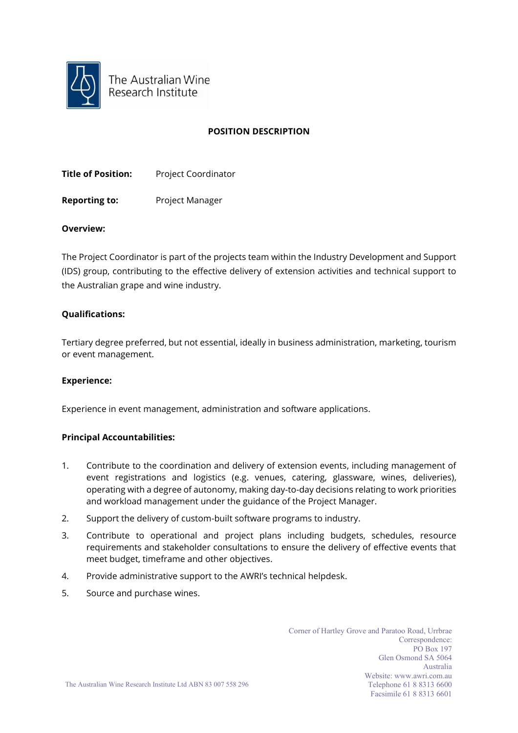The Australian Wine Research Institute

# POSITION DESCRIPTION

**Title of Position:** Project Coordinator

**Reporting to:** Project Manager

**Overview:**

The Project Coordinator is part of the projects team within the Industry Development and Support (IDS) group, contributing to the effective delivery of extension activities and technical support to the Australian grape and wine industry.

**Qualifications:**

Tertiary degree preferred, but not essential, ideally in business administration, marketing, tourism or event management.

**Experience:**

Experience in event management, administration and software applications.

**Principal Accountabilities:**

1. Contribute to the coordination and delivery of extension events, including management of event registrations and logistics (e.g. venues, catering, glassware, wines, deliveries), operating with a degree of autonomy, making day-to-day decisions relating to work priorities and workload management under the guidance of the Project Manager.
2. Support the delivery of custom-built software programs to industry.
3. Contribute to operational and project plans including budgets, schedules, resource requirements and stakeholder consultations to ensure the delivery of effective events that meet budget, timeframe and other objectives.
4. Provide administrative support to the AWRI's technical helpdesk.
5. Source and purchase wines.

The Australian Wine Research Institute Ltd ABN 83 007 558 296

Corner of Hartley Grove and Paratoo Road, Urrbrae
Correspondence:
PO Box 197
Glen Osmond SA 5064
Australia
Website: www.awri.com.au
Telephone 61 8 8313 6600
Facsimile 61 8 8313 6601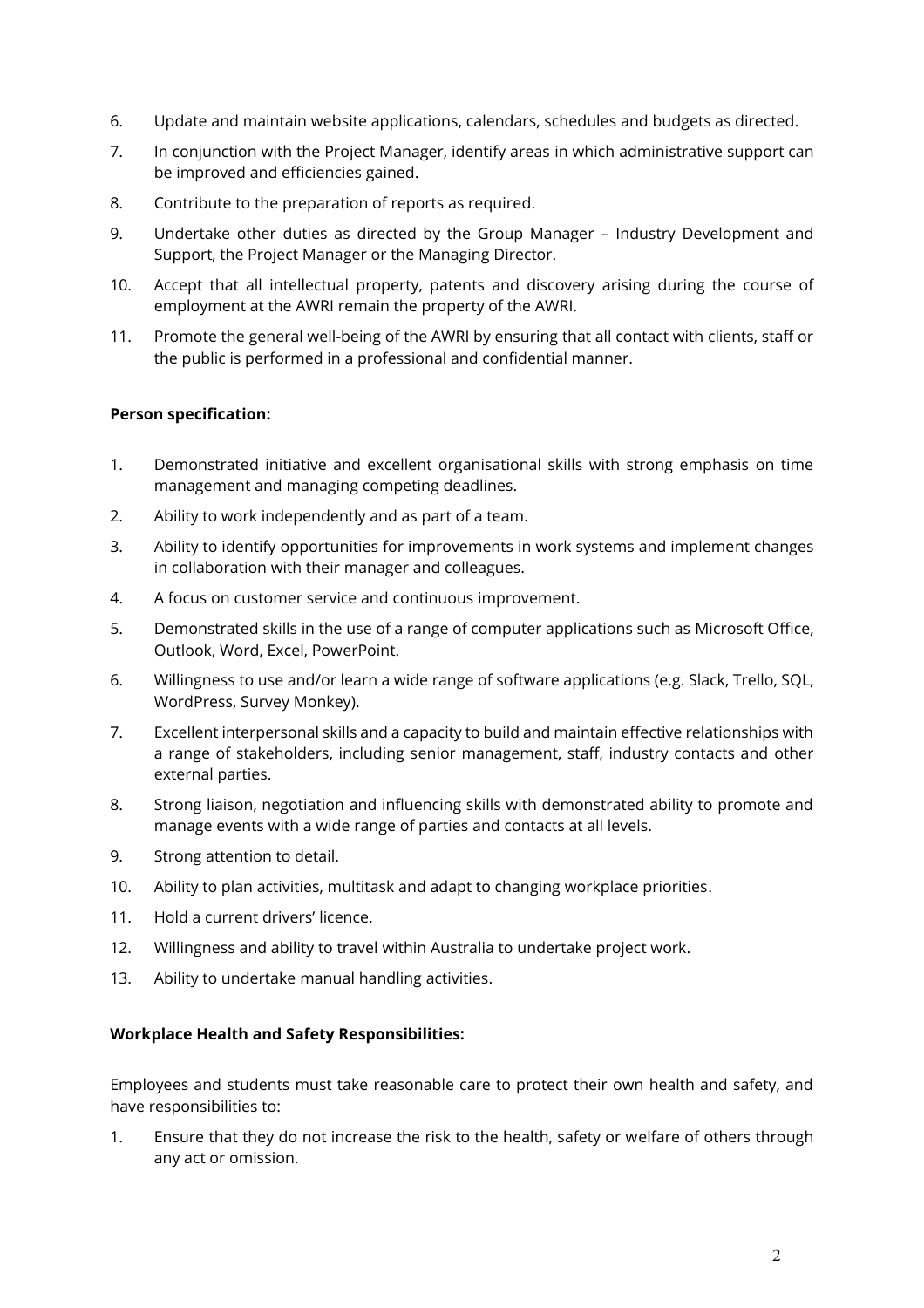6. Update and maintain website applications, calendars, schedules and budgets as directed.
7. In conjunction with the Project Manager, identify areas in which administrative support can be improved and efficiencies gained.
8. Contribute to the preparation of reports as required.
9. Undertake other duties as directed by the Group Manager – Industry Development and Support, the Project Manager or the Managing Director.
10. Accept that all intellectual property, patents and discovery arising during the course of employment at the AWRI remain the property of the AWRI.
11. Promote the general well-being of the AWRI by ensuring that all contact with clients, staff or the public is performed in a professional and confidential manner.

**Person specification:**

1. Demonstrated initiative and excellent organisational skills with strong emphasis on time management and managing competing deadlines.
2. Ability to work independently and as part of a team.
3. Ability to identify opportunities for improvements in work systems and implement changes in collaboration with their manager and colleagues.
4. A focus on customer service and continuous improvement.
5. Demonstrated skills in the use of a range of computer applications such as Microsoft Office, Outlook, Word, Excel, PowerPoint.
6. Willingness to use and/or learn a wide range of software applications (e.g. Slack, Trello, SQL, WordPress, Survey Monkey).
7. Excellent interpersonal skills and a capacity to build and maintain effective relationships with a range of stakeholders, including senior management, staff, industry contacts and other external parties.
8. Strong liaison, negotiation and influencing skills with demonstrated ability to promote and manage events with a wide range of parties and contacts at all levels.
9. Strong attention to detail.
10. Ability to plan activities, multitask and adapt to changing workplace priorities.
11. Hold a current drivers' licence.
12. Willingness and ability to travel within Australia to undertake project work.
13. Ability to undertake manual handling activities.

**Workplace Health and Safety Responsibilities:**

Employees and students must take reasonable care to protect their own health and safety, and have responsibilities to:

1. Ensure that they do not increase the risk to the health, safety or welfare of others through any act or omission.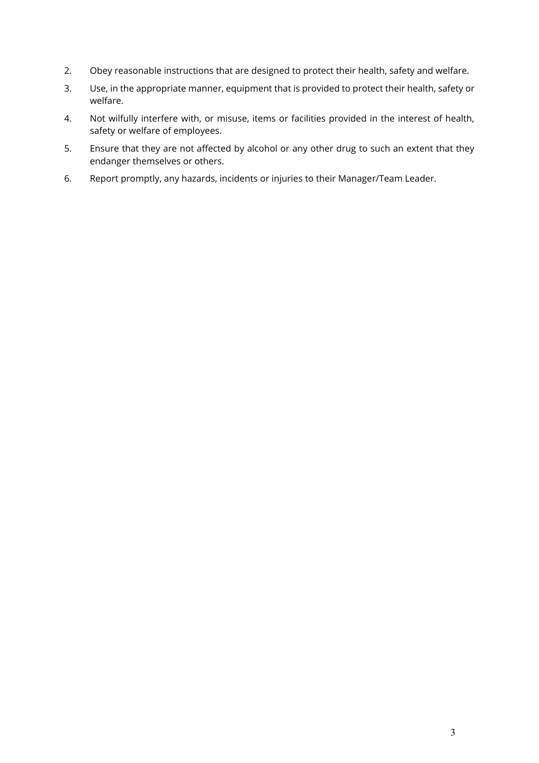2. Obey reasonable instructions that are designed to protect their health, safety and welfare.
3. Use, in the appropriate manner, equipment that is provided to protect their health, safety or welfare.
4. Not wilfully interfere with, or misuse, items or facilities provided in the interest of health, safety or welfare of employees.
5. Ensure that they are not affected by alcohol or any other drug to such an extent that they endanger themselves or others.
6. Report promptly, any hazards, incidents or injuries to their Manager/Team Leader.